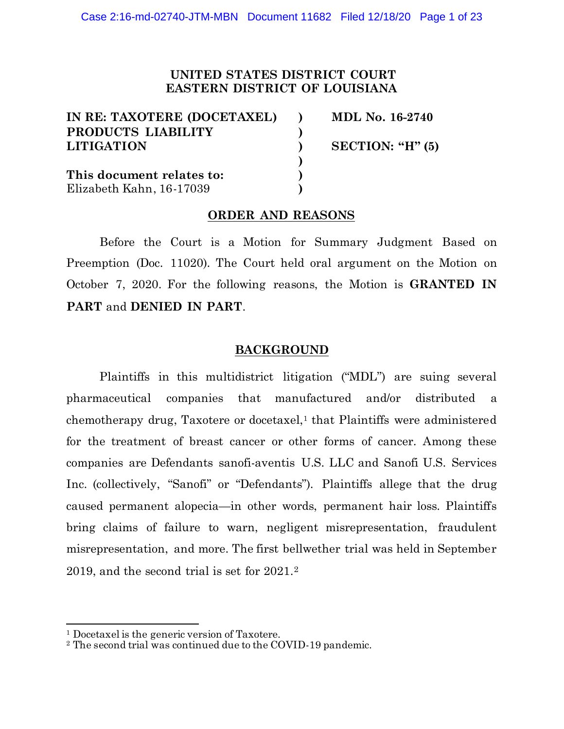**UNITED STATES DISTRICT COURT**
**EASTERN DISTRICT OF LOUISIANA**

| | | |
|---|---|---|
| **IN RE: TAXOTERE (DOCETAXEL) PRODUCTS LIABILITY LITIGATION** | ) | **MDL No. 16-2740** |
| | ) | **SECTION: "H" (5)** |
| **This document relates to:** Elizabeth Kahn, 16-17039 | ) | |

## ORDER AND REASONS

Before the Court is a Motion for Summary Judgment Based on Preemption (Doc. 11020). The Court held oral argument on the Motion on October 7, 2020. For the following reasons, the Motion is **GRANTED IN PART** and **DENIED IN PART**.

## BACKGROUND

Plaintiffs in this multidistrict litigation ("MDL") are suing several pharmaceutical companies that manufactured and/or distributed a chemotherapy drug, Taxotere or docetaxel,[1] that Plaintiffs were administered for the treatment of breast cancer or other forms of cancer. Among these companies are Defendants sanofi-aventis U.S. LLC and Sanofi U.S. Services Inc. (collectively, "Sanofi" or "Defendants"). Plaintiffs allege that the drug caused permanent alopecia—in other words, permanent hair loss. Plaintiffs bring claims of failure to warn, negligent misrepresentation, fraudulent misrepresentation, and more. The first bellwether trial was held in September 2019, and the second trial is set for 2021.[2]

---

[1] Docetaxel is the generic version of Taxotere.

[2] The second trial was continued due to the COVID-19 pandemic.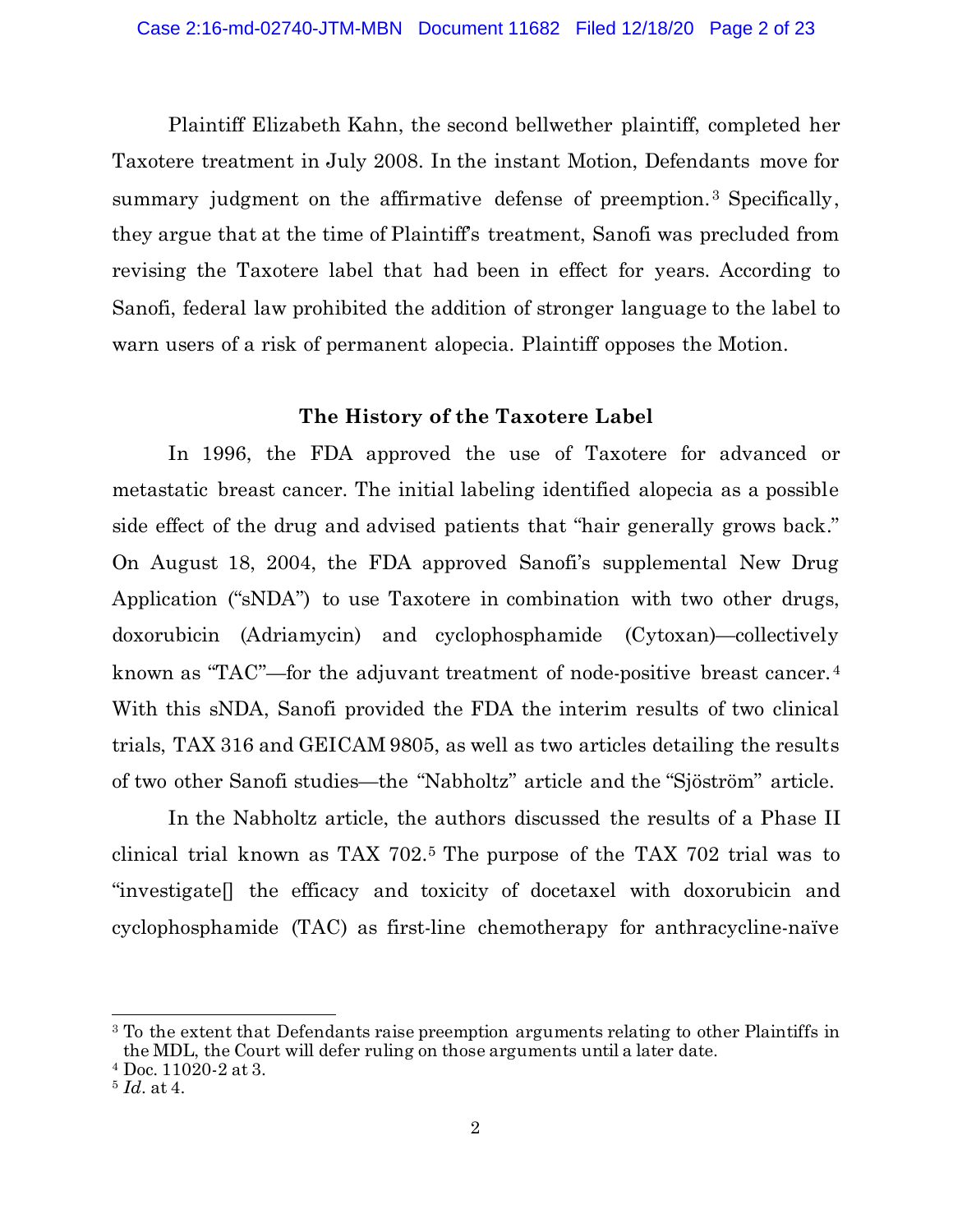Plaintiff Elizabeth Kahn, the second bellwether plaintiff, completed her Taxotere treatment in July 2008. In the instant Motion, Defendants move for summary judgment on the affirmative defense of preemption.[3] Specifically, they argue that at the time of Plaintiff's treatment, Sanofi was precluded from revising the Taxotere label that had been in effect for years. According to Sanofi, federal law prohibited the addition of stronger language to the label to warn users of a risk of permanent alopecia. Plaintiff opposes the Motion.

## The History of the Taxotere Label

In 1996, the FDA approved the use of Taxotere for advanced or metastatic breast cancer. The initial labeling identified alopecia as a possible side effect of the drug and advised patients that "hair generally grows back." On August 18, 2004, the FDA approved Sanofi's supplemental New Drug Application ("sNDA") to use Taxotere in combination with two other drugs, doxorubicin (Adriamycin) and cyclophosphamide (Cytoxan)—collectively known as "TAC"—for the adjuvant treatment of node-positive breast cancer.[4] With this sNDA, Sanofi provided the FDA the interim results of two clinical trials, TAX 316 and GEICAM 9805, as well as two articles detailing the results of two other Sanofi studies—the "Nabholtz" article and the "Sjöström" article.

In the Nabholtz article, the authors discussed the results of a Phase II clinical trial known as TAX 702.[5] The purpose of the TAX 702 trial was to "investigate[] the efficacy and toxicity of docetaxel with doxorubicin and cyclophosphamide (TAC) as first-line chemotherapy for anthracycline-naïve

---

[3] To the extent that Defendants raise preemption arguments relating to other Plaintiffs in the MDL, the Court will defer ruling on those arguments until a later date.

[4] Doc. 11020-2 at 3.

[5] *Id.* at 4.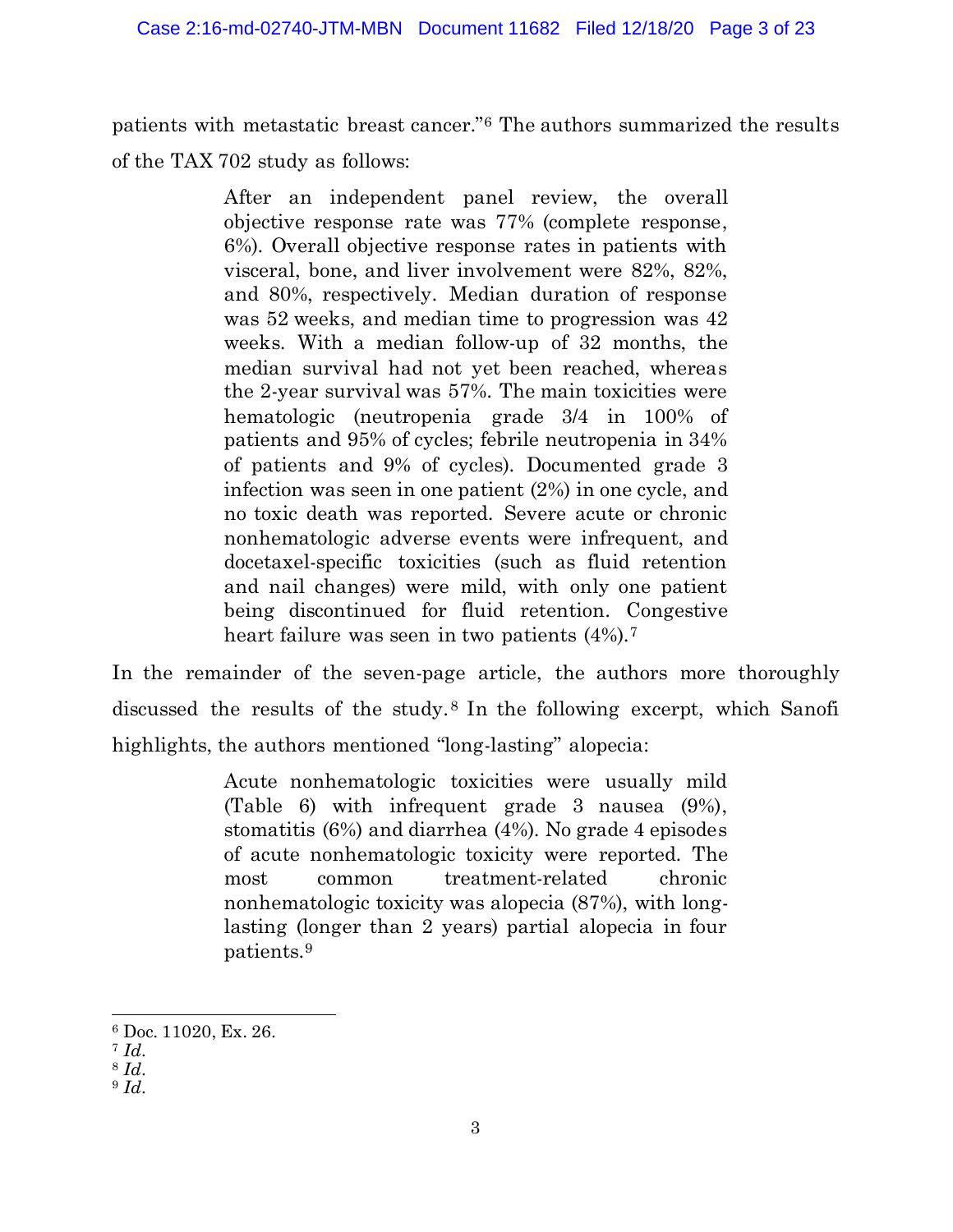patients with metastatic breast cancer."[6] The authors summarized the results of the TAX 702 study as follows:

> After an independent panel review, the overall objective response rate was 77% (complete response, 6%). Overall objective response rates in patients with visceral, bone, and liver involvement were 82%, 82%, and 80%, respectively. Median duration of response was 52 weeks, and median time to progression was 42 weeks. With a median follow-up of 32 months, the median survival had not yet been reached, whereas the 2-year survival was 57%. The main toxicities were hematologic (neutropenia grade 3/4 in 100% of patients and 95% of cycles; febrile neutropenia in 34% of patients and 9% of cycles). Documented grade 3 infection was seen in one patient (2%) in one cycle, and no toxic death was reported. Severe acute or chronic nonhematologic adverse events were infrequent, and docetaxel-specific toxicities (such as fluid retention and nail changes) were mild, with only one patient being discontinued for fluid retention. Congestive heart failure was seen in two patients (4%).[7]

In the remainder of the seven-page article, the authors more thoroughly discussed the results of the study.[8] In the following excerpt, which Sanofi highlights, the authors mentioned "long-lasting" alopecia:

> Acute nonhematologic toxicities were usually mild (Table 6) with infrequent grade 3 nausea (9%), stomatitis (6%) and diarrhea (4%). No grade 4 episodes of acute nonhematologic toxicity were reported. The most common treatment-related chronic nonhematologic toxicity was alopecia (87%), with long-lasting (longer than 2 years) partial alopecia in four patients.[9]

---

[6] Doc. 11020, Ex. 26.

[7] *Id.*

[8] *Id.*

[9] *Id.*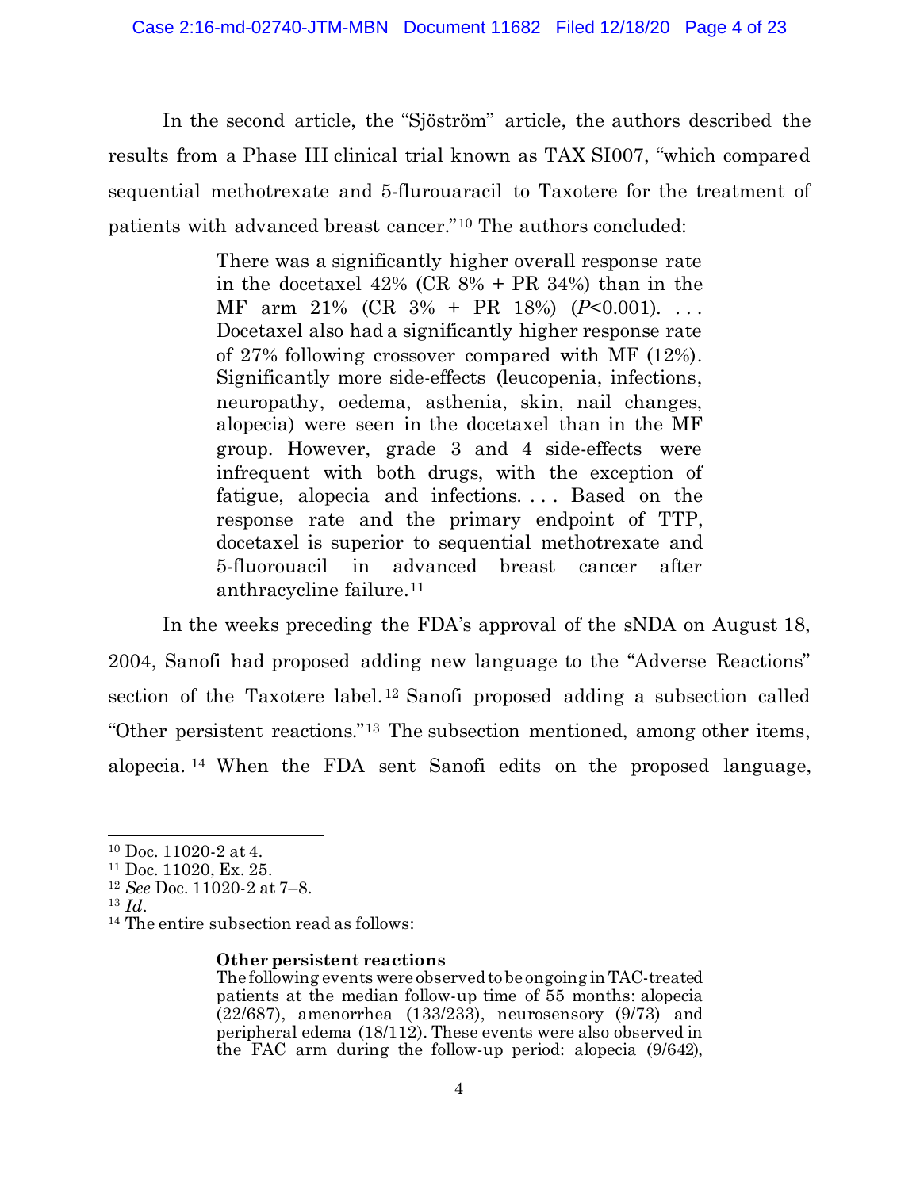In the second article, the "Sjöström" article, the authors described the results from a Phase III clinical trial known as TAX SI007, "which compared sequential methotrexate and 5-flurouaracil to Taxotere for the treatment of patients with advanced breast cancer."[10] The authors concluded:

> There was a significantly higher overall response rate in the docetaxel 42% (CR 8% + PR 34%) than in the MF arm 21% (CR 3% + PR 18%) (*P*<0.001). . . . Docetaxel also had a significantly higher response rate of 27% following crossover compared with MF (12%). Significantly more side-effects (leucopenia, infections, neuropathy, oedema, asthenia, skin, nail changes, alopecia) were seen in the docetaxel than in the MF group. However, grade 3 and 4 side-effects were infrequent with both drugs, with the exception of fatigue, alopecia and infections. . . . Based on the response rate and the primary endpoint of TTP, docetaxel is superior to sequential methotrexate and 5-fluorouacil in advanced breast cancer after anthracycline failure.[11]

In the weeks preceding the FDA's approval of the sNDA on August 18, 2004, Sanofi had proposed adding new language to the "Adverse Reactions" section of the Taxotere label.[12] Sanofi proposed adding a subsection called "Other persistent reactions."[13] The subsection mentioned, among other items, alopecia.[14] When the FDA sent Sanofi edits on the proposed language,

---

[10] Doc. 11020-2 at 4.

[11] Doc. 11020, Ex. 25.

[12] *See* Doc. 11020-2 at 7–8.

[13] *Id*.

[14] The entire subsection read as follows:

> **Other persistent reactions**
> The following events were observed to be ongoing in TAC-treated patients at the median follow-up time of 55 months: alopecia (22/687), amenorrhea (133/233), neurosensory (9/73) and peripheral edema (18/112). These events were also observed in the FAC arm during the follow-up period: alopecia (9/642),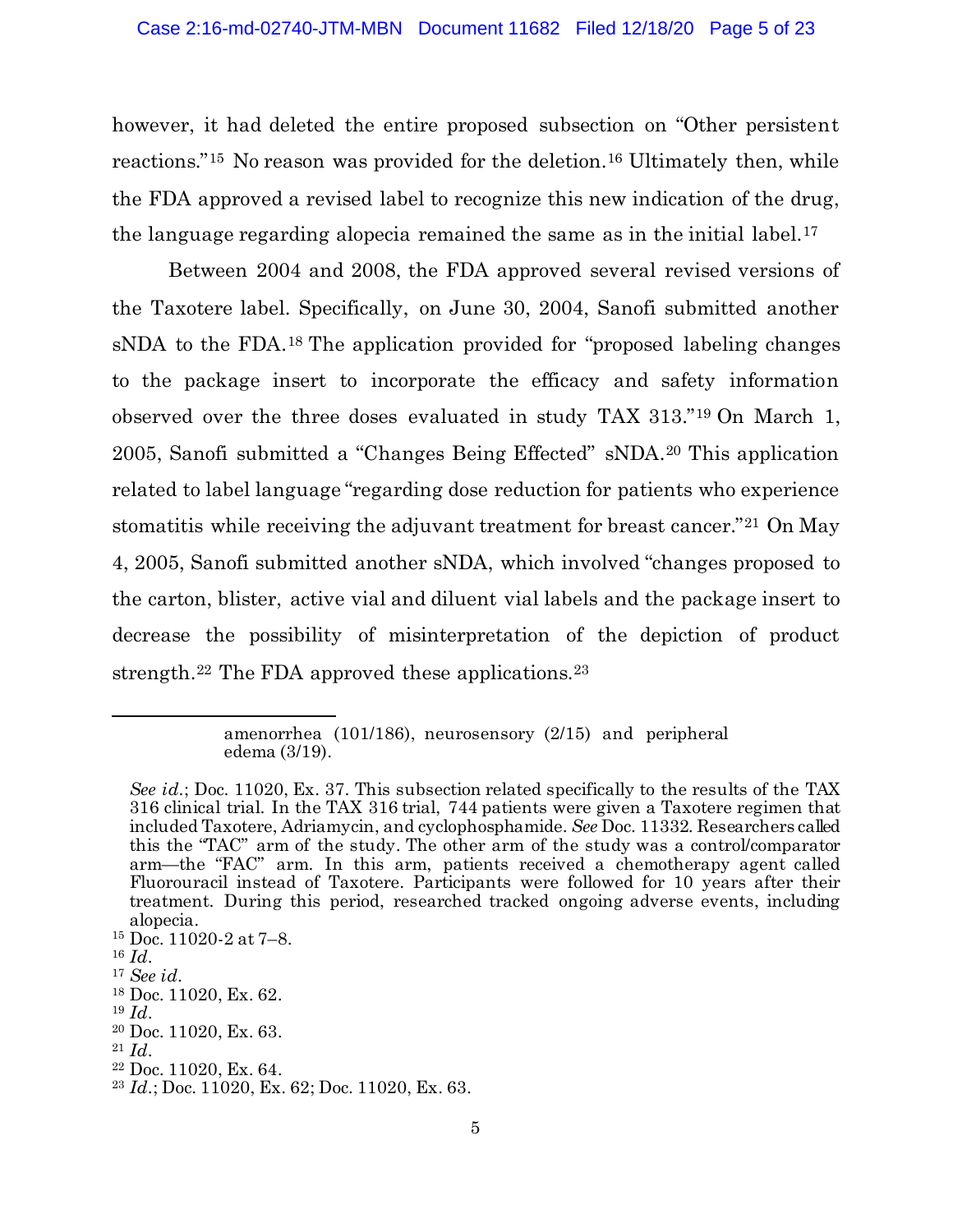however, it had deleted the entire proposed subsection on "Other persistent reactions."[15] No reason was provided for the deletion.[16] Ultimately then, while the FDA approved a revised label to recognize this new indication of the drug, the language regarding alopecia remained the same as in the initial label.[17]

Between 2004 and 2008, the FDA approved several revised versions of the Taxotere label. Specifically, on June 30, 2004, Sanofi submitted another sNDA to the FDA.[18] The application provided for "proposed labeling changes to the package insert to incorporate the efficacy and safety information observed over the three doses evaluated in study TAX 313."[19] On March 1, 2005, Sanofi submitted a "Changes Being Effected" sNDA.[20] This application related to label language "regarding dose reduction for patients who experience stomatitis while receiving the adjuvant treatment for breast cancer."[21] On May 4, 2005, Sanofi submitted another sNDA, which involved "changes proposed to the carton, blister, active vial and diluent vial labels and the package insert to decrease the possibility of misinterpretation of the depiction of product strength.[22] The FDA approved these applications.[23]

---

> amenorrhea (101/186), neurosensory (2/15) and peripheral edema (3/19).

*See id.*; Doc. 11020, Ex. 37. This subsection related specifically to the results of the TAX 316 clinical trial. In the TAX 316 trial, 744 patients were given a Taxotere regimen that included Taxotere, Adriamycin, and cyclophosphamide. *See* Doc. 11332. Researchers called this the "TAC" arm of the study. The other arm of the study was a control/comparator arm—the "FAC" arm. In this arm, patients received a chemotherapy agent called Fluorouracil instead of Taxotere. Participants were followed for 10 years after their treatment. During this period, researched tracked ongoing adverse events, including alopecia.

[15] Doc. 11020-2 at 7–8.

[16] *Id.*

[17] *See id.*

[18] Doc. 11020, Ex. 62.

[19] *Id.*

[20] Doc. 11020, Ex. 63.

[21] *Id.*

[22] Doc. 11020, Ex. 64.

[23] *Id.*; Doc. 11020, Ex. 62; Doc. 11020, Ex. 63.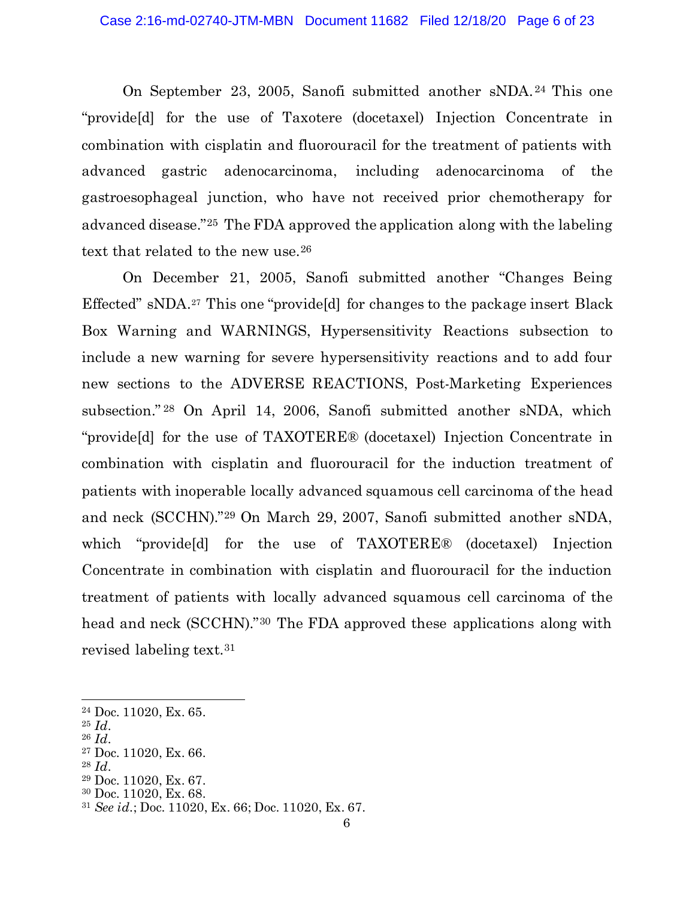On September 23, 2005, Sanofi submitted another sNDA.[24] This one "provide[d] for the use of Taxotere (docetaxel) Injection Concentrate in combination with cisplatin and fluorouracil for the treatment of patients with advanced gastric adenocarcinoma, including adenocarcinoma of the gastroesophageal junction, who have not received prior chemotherapy for advanced disease."[25] The FDA approved the application along with the labeling text that related to the new use.[26]

On December 21, 2005, Sanofi submitted another "Changes Being Effected" sNDA.[27] This one "provide[d] for changes to the package insert Black Box Warning and WARNINGS, Hypersensitivity Reactions subsection to include a new warning for severe hypersensitivity reactions and to add four new sections to the ADVERSE REACTIONS, Post-Marketing Experiences subsection."[28] On April 14, 2006, Sanofi submitted another sNDA, which "provide[d] for the use of TAXOTERE® (docetaxel) Injection Concentrate in combination with cisplatin and fluorouracil for the induction treatment of patients with inoperable locally advanced squamous cell carcinoma of the head and neck (SCCHN)."[29] On March 29, 2007, Sanofi submitted another sNDA, which "provide[d] for the use of TAXOTERE® (docetaxel) Injection Concentrate in combination with cisplatin and fluorouracil for the induction treatment of patients with locally advanced squamous cell carcinoma of the head and neck (SCCHN)."[30] The FDA approved these applications along with revised labeling text.[31]

---

[24] Doc. 11020, Ex. 65.
[25] *Id.*
[26] *Id.*
[27] Doc. 11020, Ex. 66.
[28] *Id.*
[29] Doc. 11020, Ex. 67.
[30] Doc. 11020, Ex. 68.
[31] *See id.*; Doc. 11020, Ex. 66; Doc. 11020, Ex. 67.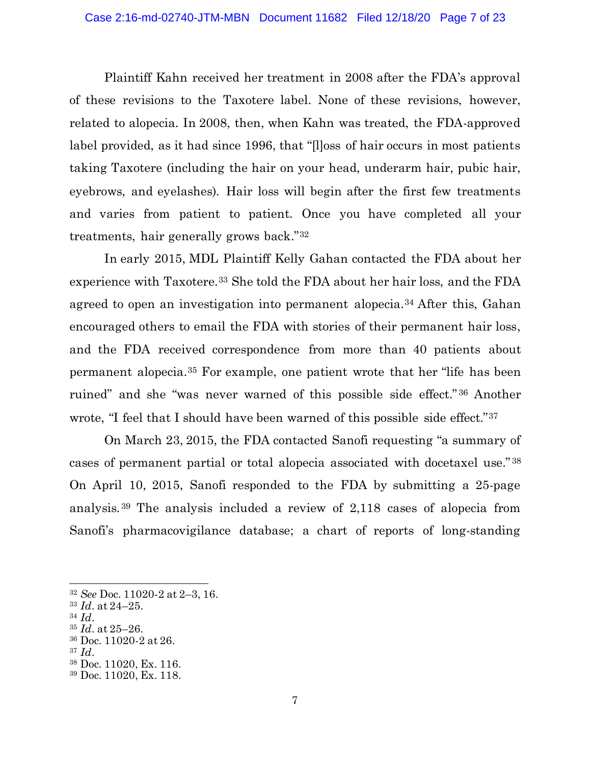Plaintiff Kahn received her treatment in 2008 after the FDA's approval of these revisions to the Taxotere label. None of these revisions, however, related to alopecia. In 2008, then, when Kahn was treated, the FDA-approved label provided, as it had since 1996, that "[l]oss of hair occurs in most patients taking Taxotere (including the hair on your head, underarm hair, pubic hair, eyebrows, and eyelashes). Hair loss will begin after the first few treatments and varies from patient to patient. Once you have completed all your treatments, hair generally grows back."[32]

In early 2015, MDL Plaintiff Kelly Gahan contacted the FDA about her experience with Taxotere.[33] She told the FDA about her hair loss, and the FDA agreed to open an investigation into permanent alopecia.[34] After this, Gahan encouraged others to email the FDA with stories of their permanent hair loss, and the FDA received correspondence from more than 40 patients about permanent alopecia.[35] For example, one patient wrote that her "life has been ruined" and she "was never warned of this possible side effect."[36] Another wrote, "I feel that I should have been warned of this possible side effect."[37]

On March 23, 2015, the FDA contacted Sanofi requesting "a summary of cases of permanent partial or total alopecia associated with docetaxel use."[38] On April 10, 2015, Sanofi responded to the FDA by submitting a 25-page analysis.[39] The analysis included a review of 2,118 cases of alopecia from Sanofi's pharmacovigilance database; a chart of reports of long-standing

---

[32] *See* Doc. 11020-2 at 2–3, 16.
[33] *Id*. at 24–25.
[34] *Id*.
[35] *Id*. at 25–26.
[36] Doc. 11020-2 at 26.
[37] *Id*.
[38] Doc. 11020, Ex. 116.
[39] Doc. 11020, Ex. 118.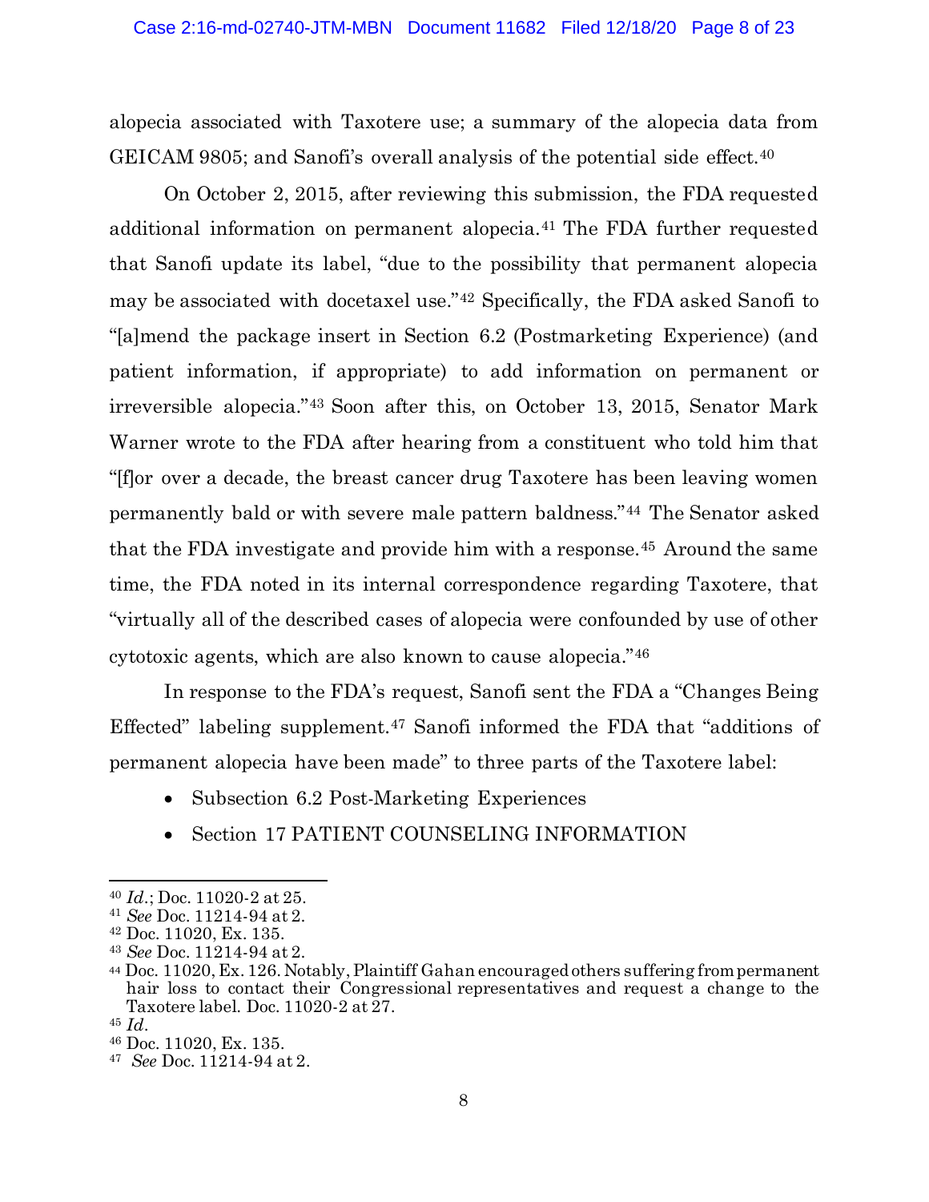alopecia associated with Taxotere use; a summary of the alopecia data from GEICAM 9805; and Sanofi's overall analysis of the potential side effect.[40]

On October 2, 2015, after reviewing this submission, the FDA requested additional information on permanent alopecia.[41] The FDA further requested that Sanofi update its label, "due to the possibility that permanent alopecia may be associated with docetaxel use."[42] Specifically, the FDA asked Sanofi to "[a]mend the package insert in Section 6.2 (Postmarketing Experience) (and patient information, if appropriate) to add information on permanent or irreversible alopecia."[43] Soon after this, on October 13, 2015, Senator Mark Warner wrote to the FDA after hearing from a constituent who told him that "[f]or over a decade, the breast cancer drug Taxotere has been leaving women permanently bald or with severe male pattern baldness."[44] The Senator asked that the FDA investigate and provide him with a response.[45] Around the same time, the FDA noted in its internal correspondence regarding Taxotere, that "virtually all of the described cases of alopecia were confounded by use of other cytotoxic agents, which are also known to cause alopecia."[46]

In response to the FDA's request, Sanofi sent the FDA a "Changes Being Effected" labeling supplement.[47] Sanofi informed the FDA that "additions of permanent alopecia have been made" to three parts of the Taxotere label:

- Subsection 6.2 Post-Marketing Experiences
- Section 17 PATIENT COUNSELING INFORMATION

---

[40] *Id.*; Doc. 11020-2 at 25.

[41] *See* Doc. 11214-94 at 2.

[42] Doc. 11020, Ex. 135.

[43] *See* Doc. 11214-94 at 2.

[44] Doc. 11020, Ex. 126. Notably, Plaintiff Gahan encouraged others suffering from permanent hair loss to contact their Congressional representatives and request a change to the Taxotere label. Doc. 11020-2 at 27.

[45] *Id.*

[46] Doc. 11020, Ex. 135.

[47] *See* Doc. 11214-94 at 2.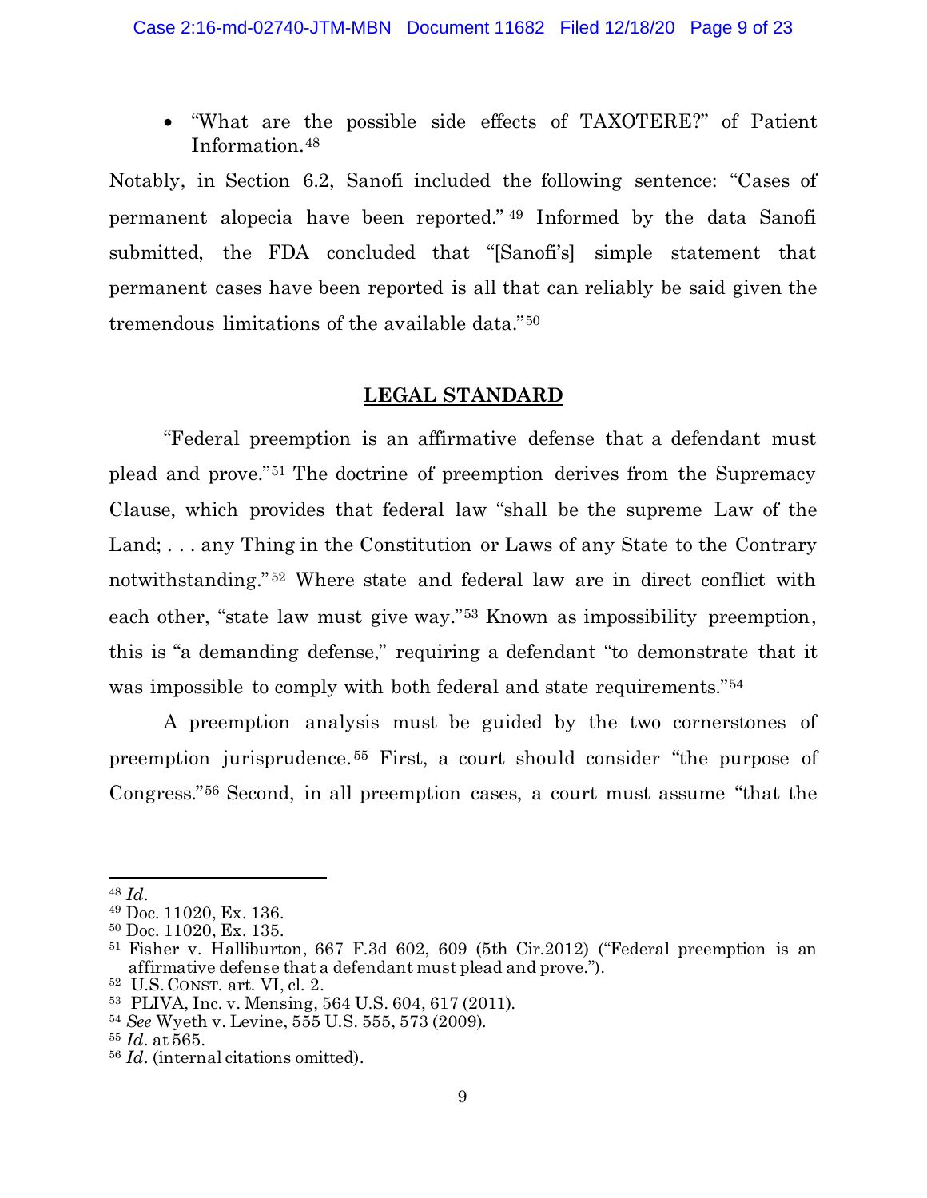- "What are the possible side effects of TAXOTERE?" of Patient Information.[48]

Notably, in Section 6.2, Sanofi included the following sentence: "Cases of permanent alopecia have been reported."[49] Informed by the data Sanofi submitted, the FDA concluded that "[Sanofi's] simple statement that permanent cases have been reported is all that can reliably be said given the tremendous limitations of the available data."[50]

## LEGAL STANDARD

"Federal preemption is an affirmative defense that a defendant must plead and prove."[51] The doctrine of preemption derives from the Supremacy Clause, which provides that federal law "shall be the supreme Law of the Land; . . . any Thing in the Constitution or Laws of any State to the Contrary notwithstanding."[52] Where state and federal law are in direct conflict with each other, "state law must give way."[53] Known as impossibility preemption, this is "a demanding defense," requiring a defendant "to demonstrate that it was impossible to comply with both federal and state requirements."[54]

A preemption analysis must be guided by the two cornerstones of preemption jurisprudence.[55] First, a court should consider "the purpose of Congress."[56] Second, in all preemption cases, a court must assume "that the

---

[48] *Id*.

[49] Doc. 11020, Ex. 136.

[50] Doc. 11020, Ex. 135.

[51] Fisher v. Halliburton, 667 F.3d 602, 609 (5th Cir.2012) ("Federal preemption is an affirmative defense that a defendant must plead and prove.").

[52] U.S. CONST. art. VI, cl. 2.

[53] PLIVA, Inc. v. Mensing, 564 U.S. 604, 617 (2011).

[54] *See* Wyeth v. Levine, 555 U.S. 555, 573 (2009).

[55] *Id*. at 565.

[56] *Id*. (internal citations omitted).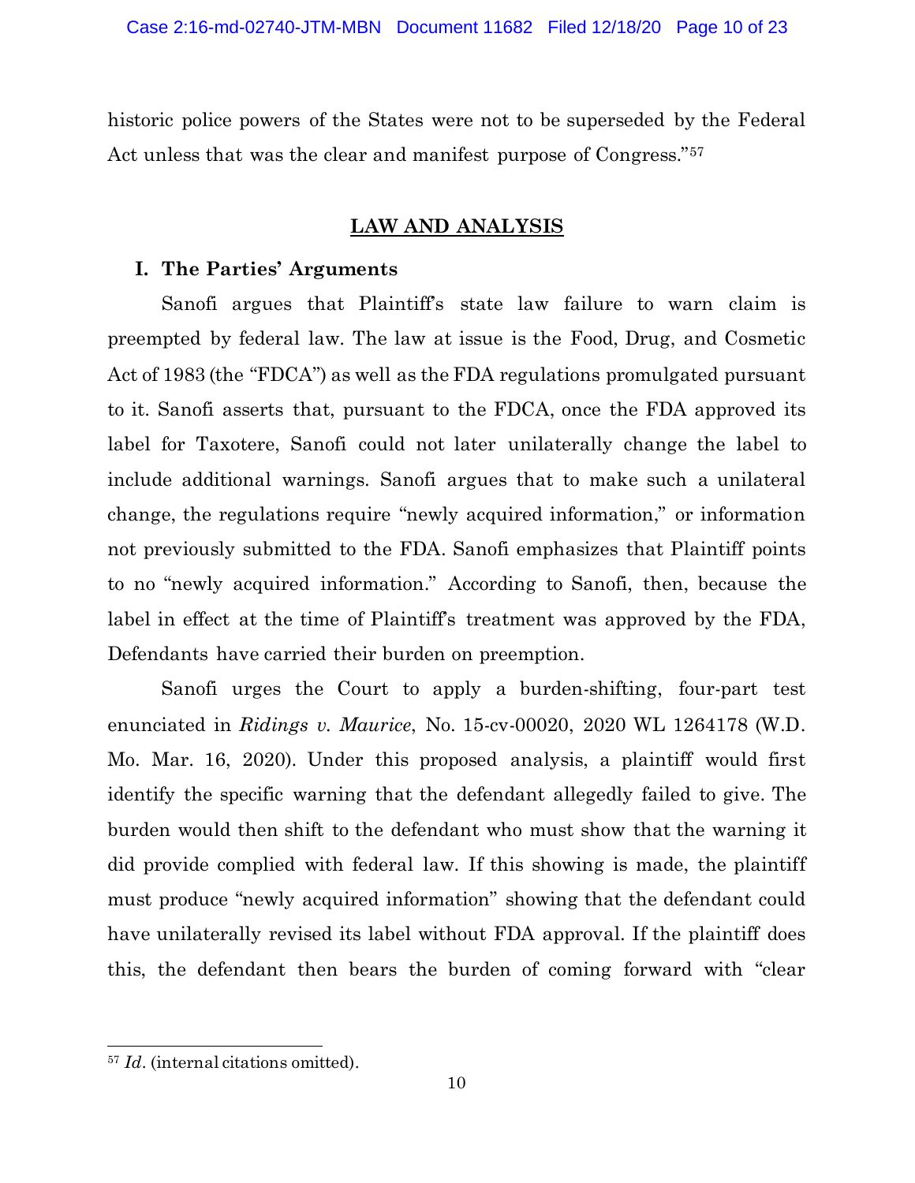historic police powers of the States were not to be superseded by the Federal Act unless that was the clear and manifest purpose of Congress."[57]

## LAW AND ANALYSIS

### I. The Parties' Arguments

Sanofi argues that Plaintiff's state law failure to warn claim is preempted by federal law. The law at issue is the Food, Drug, and Cosmetic Act of 1983 (the "FDCA") as well as the FDA regulations promulgated pursuant to it. Sanofi asserts that, pursuant to the FDCA, once the FDA approved its label for Taxotere, Sanofi could not later unilaterally change the label to include additional warnings. Sanofi argues that to make such a unilateral change, the regulations require "newly acquired information," or information not previously submitted to the FDA. Sanofi emphasizes that Plaintiff points to no "newly acquired information." According to Sanofi, then, because the label in effect at the time of Plaintiff's treatment was approved by the FDA, Defendants have carried their burden on preemption.

Sanofi urges the Court to apply a burden-shifting, four-part test enunciated in *Ridings v. Maurice*, No. 15-cv-00020, 2020 WL 1264178 (W.D. Mo. Mar. 16, 2020). Under this proposed analysis, a plaintiff would first identify the specific warning that the defendant allegedly failed to give. The burden would then shift to the defendant who must show that the warning it did provide complied with federal law. If this showing is made, the plaintiff must produce "newly acquired information" showing that the defendant could have unilaterally revised its label without FDA approval. If the plaintiff does this, the defendant then bears the burden of coming forward with "clear

---

[57] *Id*. (internal citations omitted).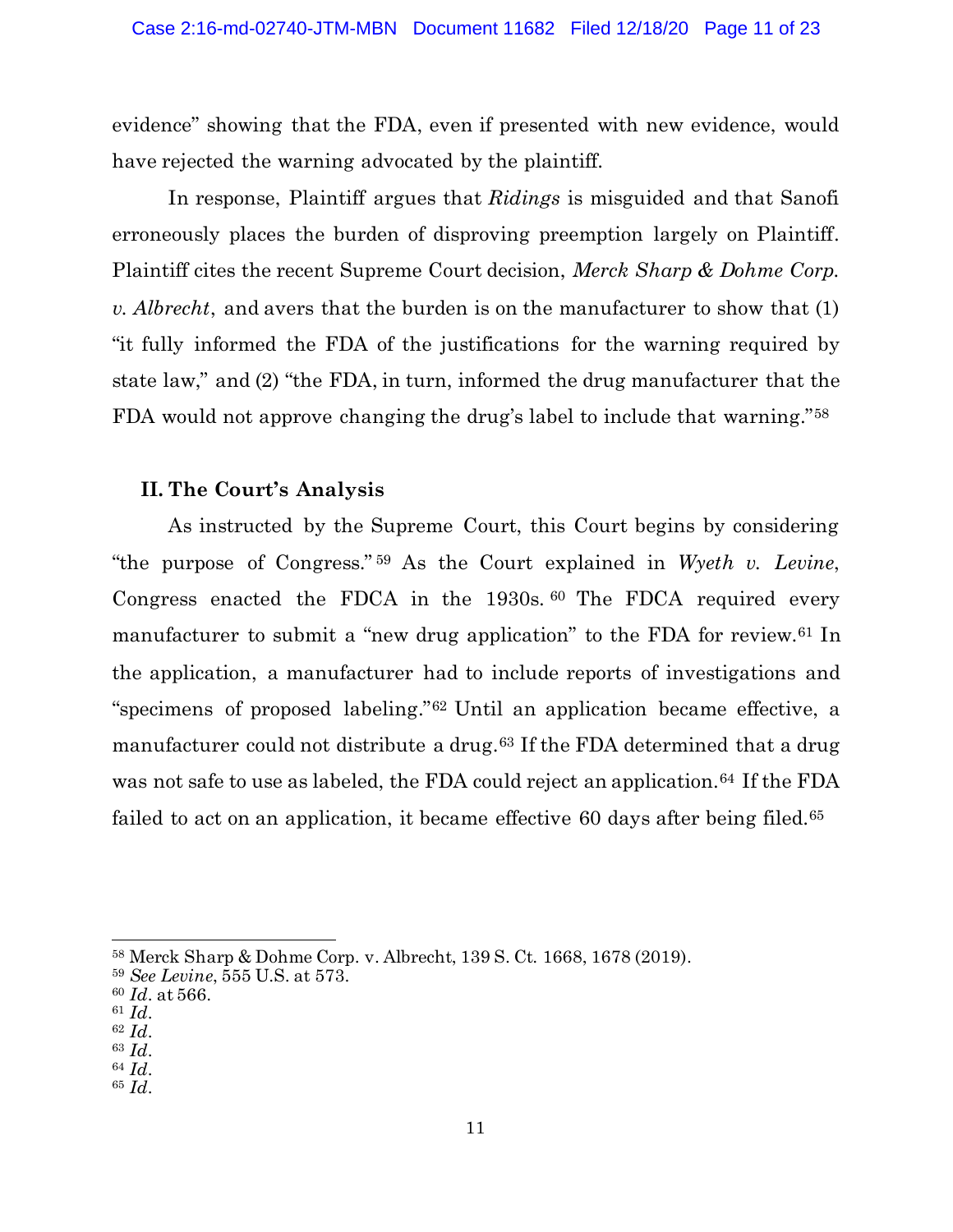evidence" showing that the FDA, even if presented with new evidence, would have rejected the warning advocated by the plaintiff.

In response, Plaintiff argues that *Ridings* is misguided and that Sanofi erroneously places the burden of disproving preemption largely on Plaintiff. Plaintiff cites the recent Supreme Court decision, *Merck Sharp & Dohme Corp. v. Albrecht*, and avers that the burden is on the manufacturer to show that (1) "it fully informed the FDA of the justifications for the warning required by state law," and (2) "the FDA, in turn, informed the drug manufacturer that the FDA would not approve changing the drug's label to include that warning."[58]

## II. The Court's Analysis

As instructed by the Supreme Court, this Court begins by considering "the purpose of Congress."[59] As the Court explained in *Wyeth v. Levine*, Congress enacted the FDCA in the 1930s.[60] The FDCA required every manufacturer to submit a "new drug application" to the FDA for review.[61] In the application, a manufacturer had to include reports of investigations and "specimens of proposed labeling."[62] Until an application became effective, a manufacturer could not distribute a drug.[63] If the FDA determined that a drug was not safe to use as labeled, the FDA could reject an application.[64] If the FDA failed to act on an application, it became effective 60 days after being filed.[65]

---

[58] Merck Sharp & Dohme Corp. v. Albrecht, 139 S. Ct. 1668, 1678 (2019).
[59] *See Levine*, 555 U.S. at 573.
[60] *Id*. at 566.
[61] *Id*.
[62] *Id*.
[63] *Id*.
[64] *Id*.
[65] *Id*.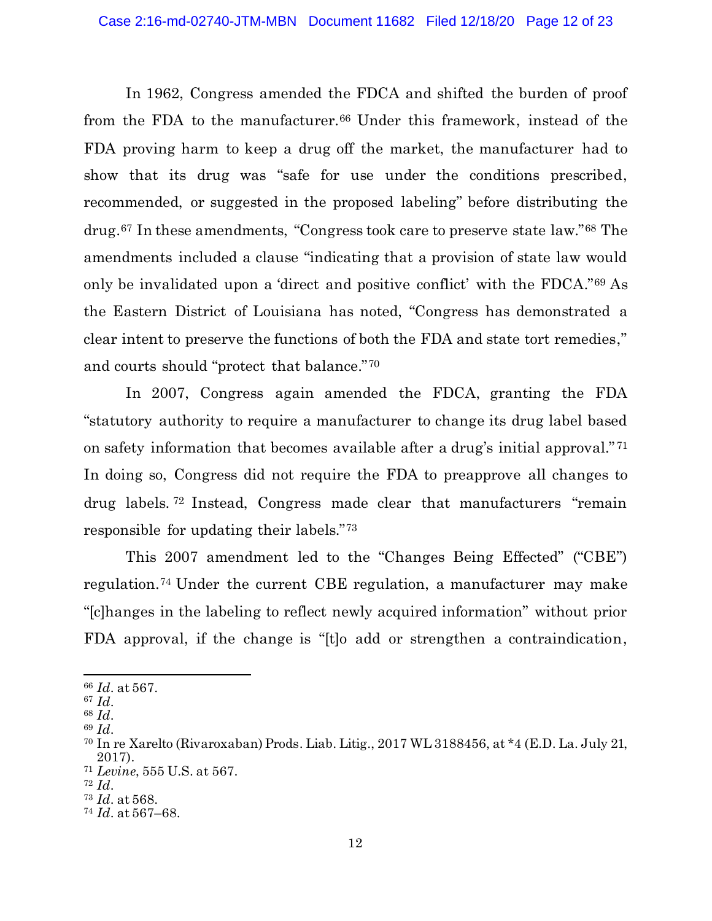In 1962, Congress amended the FDCA and shifted the burden of proof from the FDA to the manufacturer.[66] Under this framework, instead of the FDA proving harm to keep a drug off the market, the manufacturer had to show that its drug was "safe for use under the conditions prescribed, recommended, or suggested in the proposed labeling" before distributing the drug.[67] In these amendments, "Congress took care to preserve state law."[68] The amendments included a clause "indicating that a provision of state law would only be invalidated upon a 'direct and positive conflict' with the FDCA."[69] As the Eastern District of Louisiana has noted, "Congress has demonstrated a clear intent to preserve the functions of both the FDA and state tort remedies," and courts should "protect that balance."[70]

In 2007, Congress again amended the FDCA, granting the FDA "statutory authority to require a manufacturer to change its drug label based on safety information that becomes available after a drug's initial approval."[71] In doing so, Congress did not require the FDA to preapprove all changes to drug labels.[72] Instead, Congress made clear that manufacturers "remain responsible for updating their labels."[73]

This 2007 amendment led to the "Changes Being Effected" ("CBE") regulation.[74] Under the current CBE regulation, a manufacturer may make "[c]hanges in the labeling to reflect newly acquired information" without prior FDA approval, if the change is "[t]o add or strengthen a contraindication,

---

[66] *Id.* at 567.
[67] *Id.*
[68] *Id.*
[69] *Id.*
[70] In re Xarelto (Rivaroxaban) Prods. Liab. Litig., 2017 WL 3188456, at *4 (E.D. La. July 21, 2017).
[71] *Levine*, 555 U.S. at 567.
[72] *Id.*
[73] *Id.* at 568.
[74] *Id.* at 567–68.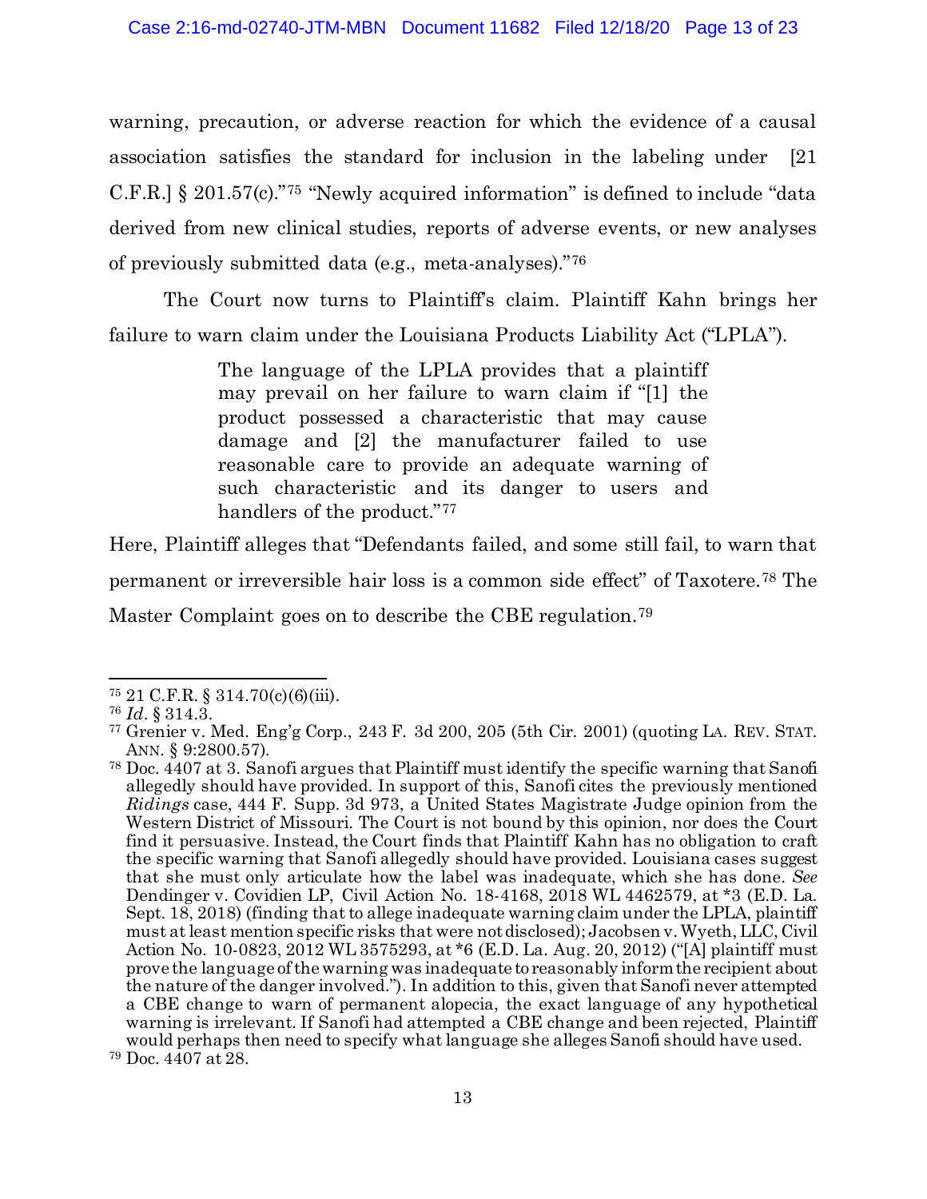warning, precaution, or adverse reaction for which the evidence of a causal association satisfies the standard for inclusion in the labeling under [21 C.F.R.] § 201.57(c)."[75] "Newly acquired information" is defined to include "data derived from new clinical studies, reports of adverse events, or new analyses of previously submitted data (e.g., meta-analyses)."[76]

The Court now turns to Plaintiff's claim. Plaintiff Kahn brings her failure to warn claim under the Louisiana Products Liability Act ("LPLA").

> The language of the LPLA provides that a plaintiff may prevail on her failure to warn claim if "[1] the product possessed a characteristic that may cause damage and [2] the manufacturer failed to use reasonable care to provide an adequate warning of such characteristic and its danger to users and handlers of the product."[77]

Here, Plaintiff alleges that "Defendants failed, and some still fail, to warn that permanent or irreversible hair loss is a common side effect" of Taxotere.[78] The Master Complaint goes on to describe the CBE regulation.[79]

---

[75] 21 C.F.R. § 314.70(c)(6)(iii).

[76] *Id.* § 314.3.

[77] Grenier v. Med. Eng'g Corp., 243 F. 3d 200, 205 (5th Cir. 2001) (quoting LA. REV. STAT. ANN. § 9:2800.57).

[78] Doc. 4407 at 3. Sanofi argues that Plaintiff must identify the specific warning that Sanofi allegedly should have provided. In support of this, Sanofi cites the previously mentioned *Ridings* case, 444 F. Supp. 3d 973, a United States Magistrate Judge opinion from the Western District of Missouri. The Court is not bound by this opinion, nor does the Court find it persuasive. Instead, the Court finds that Plaintiff Kahn has no obligation to craft the specific warning that Sanofi allegedly should have provided. Louisiana cases suggest that she must only articulate how the label was inadequate, which she has done. *See* Dendinger v. Covidien LP, Civil Action No. 18-4168, 2018 WL 4462579, at *3 (E.D. La. Sept. 18, 2018) (finding that to allege inadequate warning claim under the LPLA, plaintiff must at least mention specific risks that were not disclosed); Jacobsen v. Wyeth, LLC, Civil Action No. 10-0823, 2012 WL 3575293, at *6 (E.D. La. Aug. 20, 2012) ("[A] plaintiff must prove the language of the warning was inadequate to reasonably inform the recipient about the nature of the danger involved."). In addition to this, given that Sanofi never attempted a CBE change to warn of permanent alopecia, the exact language of any hypothetical warning is irrelevant. If Sanofi had attempted a CBE change and been rejected, Plaintiff would perhaps then need to specify what language she alleges Sanofi should have used.

[79] Doc. 4407 at 28.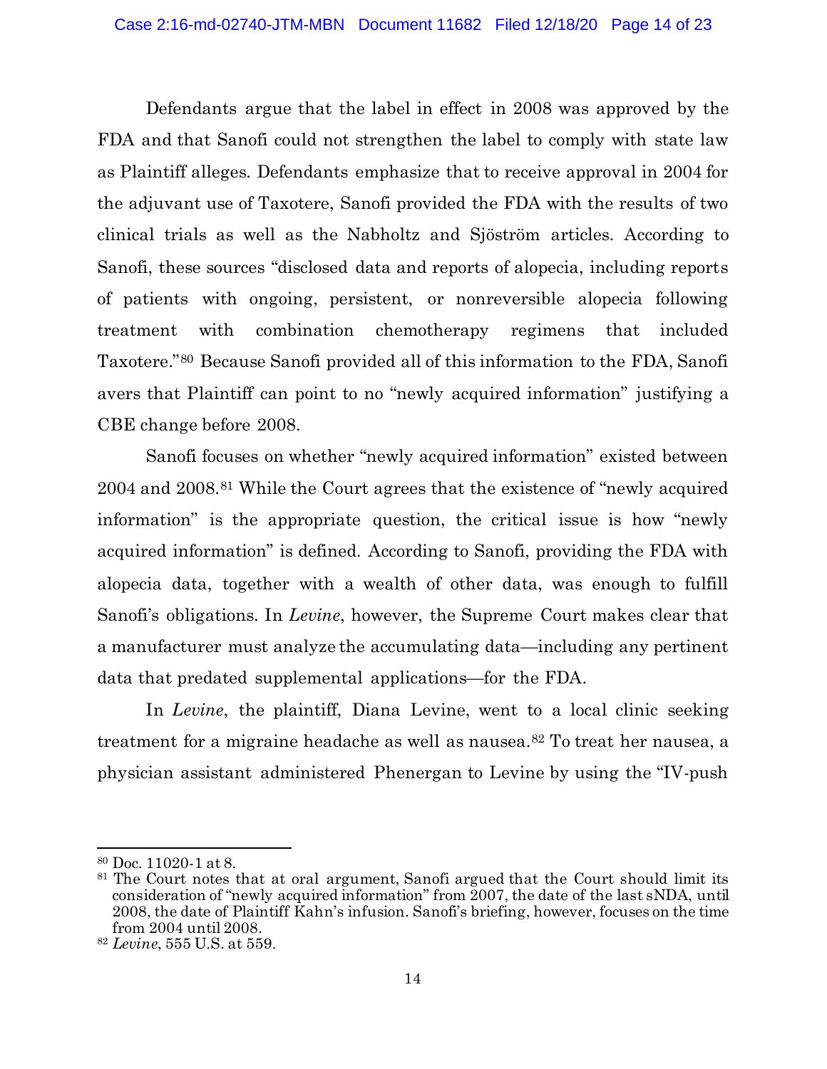Defendants argue that the label in effect in 2008 was approved by the FDA and that Sanofi could not strengthen the label to comply with state law as Plaintiff alleges. Defendants emphasize that to receive approval in 2004 for the adjuvant use of Taxotere, Sanofi provided the FDA with the results of two clinical trials as well as the Nabholtz and Sjöström articles. According to Sanofi, these sources "disclosed data and reports of alopecia, including reports of patients with ongoing, persistent, or nonreversible alopecia following treatment with combination chemotherapy regimens that included Taxotere."[80] Because Sanofi provided all of this information to the FDA, Sanofi avers that Plaintiff can point to no "newly acquired information" justifying a CBE change before 2008.

Sanofi focuses on whether "newly acquired information" existed between 2004 and 2008.[81] While the Court agrees that the existence of "newly acquired information" is the appropriate question, the critical issue is how "newly acquired information" is defined. According to Sanofi, providing the FDA with alopecia data, together with a wealth of other data, was enough to fulfill Sanofi's obligations. In *Levine*, however, the Supreme Court makes clear that a manufacturer must analyze the accumulating data—including any pertinent data that predated supplemental applications—for the FDA.

In *Levine*, the plaintiff, Diana Levine, went to a local clinic seeking treatment for a migraine headache as well as nausea.[82] To treat her nausea, a physician assistant administered Phenergan to Levine by using the "IV-push

---

[80] Doc. 11020-1 at 8.

[81] The Court notes that at oral argument, Sanofi argued that the Court should limit its consideration of "newly acquired information" from 2007, the date of the last sNDA, until 2008, the date of Plaintiff Kahn's infusion. Sanofi's briefing, however, focuses on the time from 2004 until 2008.

[82] *Levine*, 555 U.S. at 559.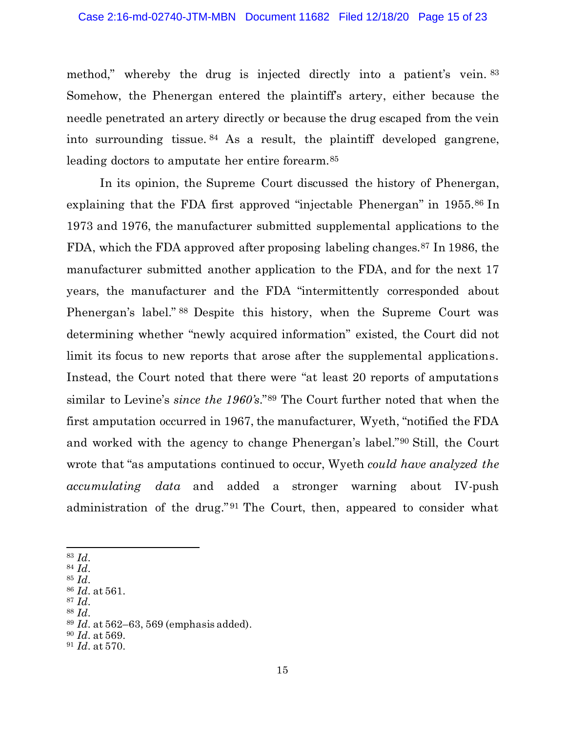method," whereby the drug is injected directly into a patient's vein.[83] Somehow, the Phenergan entered the plaintiff's artery, either because the needle penetrated an artery directly or because the drug escaped from the vein into surrounding tissue.[84] As a result, the plaintiff developed gangrene, leading doctors to amputate her entire forearm.[85]

In its opinion, the Supreme Court discussed the history of Phenergan, explaining that the FDA first approved "injectable Phenergan" in 1955.[86] In 1973 and 1976, the manufacturer submitted supplemental applications to the FDA, which the FDA approved after proposing labeling changes.[87] In 1986, the manufacturer submitted another application to the FDA, and for the next 17 years, the manufacturer and the FDA "intermittently corresponded about Phenergan's label."[88] Despite this history, when the Supreme Court was determining whether "newly acquired information" existed, the Court did not limit its focus to new reports that arose after the supplemental applications. Instead, the Court noted that there were "at least 20 reports of amputations similar to Levine's *since the 1960's*."[89] The Court further noted that when the first amputation occurred in 1967, the manufacturer, Wyeth, "notified the FDA and worked with the agency to change Phenergan's label."[90] Still, the Court wrote that "as amputations continued to occur, Wyeth *could have analyzed the accumulating data* and added a stronger warning about IV-push administration of the drug."[91] The Court, then, appeared to consider what

---

[83] *Id*.
[84] *Id*.
[85] *Id*.
[86] *Id*. at 561.
[87] *Id*.
[88] *Id*.
[89] *Id*. at 562–63, 569 (emphasis added).
[90] *Id*. at 569.
[91] *Id*. at 570.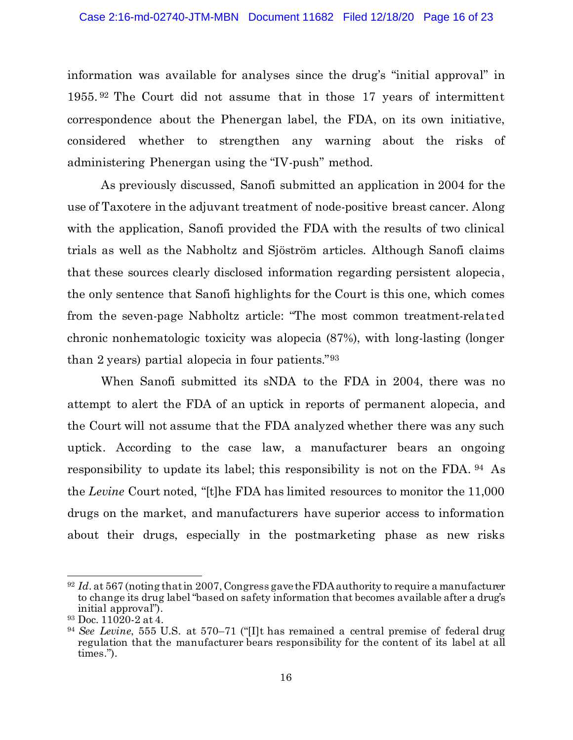information was available for analyses since the drug's "initial approval" in 1955.[92] The Court did not assume that in those 17 years of intermittent correspondence about the Phenergan label, the FDA, on its own initiative, considered whether to strengthen any warning about the risks of administering Phenergan using the "IV-push" method.

As previously discussed, Sanofi submitted an application in 2004 for the use of Taxotere in the adjuvant treatment of node-positive breast cancer. Along with the application, Sanofi provided the FDA with the results of two clinical trials as well as the Nabholtz and Sjöström articles. Although Sanofi claims that these sources clearly disclosed information regarding persistent alopecia, the only sentence that Sanofi highlights for the Court is this one, which comes from the seven-page Nabholtz article: "The most common treatment-related chronic nonhematologic toxicity was alopecia (87%), with long-lasting (longer than 2 years) partial alopecia in four patients."[93]

When Sanofi submitted its sNDA to the FDA in 2004, there was no attempt to alert the FDA of an uptick in reports of permanent alopecia, and the Court will not assume that the FDA analyzed whether there was any such uptick. According to the case law, a manufacturer bears an ongoing responsibility to update its label; this responsibility is not on the FDA.[94] As the *Levine* Court noted, "[t]he FDA has limited resources to monitor the 11,000 drugs on the market, and manufacturers have superior access to information about their drugs, especially in the postmarketing phase as new risks

---

[92] *Id.* at 567 (noting that in 2007, Congress gave the FDA authority to require a manufacturer to change its drug label "based on safety information that becomes available after a drug's initial approval").

[93] Doc. 11020-2 at 4.

[94] *See Levine*, 555 U.S. at 570–71 ("[I]t has remained a central premise of federal drug regulation that the manufacturer bears responsibility for the content of its label at all times.").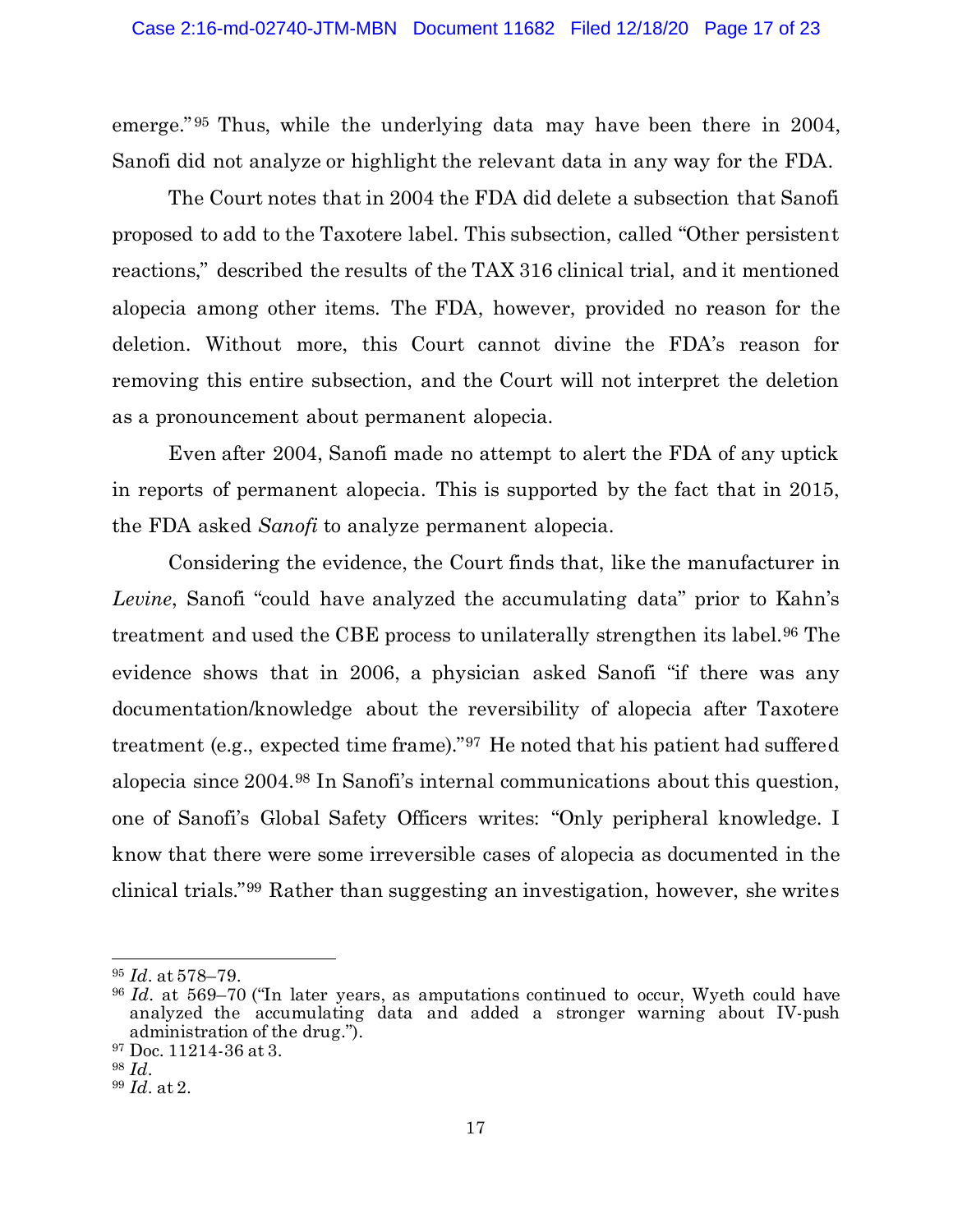emerge."[95] Thus, while the underlying data may have been there in 2004, Sanofi did not analyze or highlight the relevant data in any way for the FDA.

The Court notes that in 2004 the FDA did delete a subsection that Sanofi proposed to add to the Taxotere label. This subsection, called "Other persistent reactions," described the results of the TAX 316 clinical trial, and it mentioned alopecia among other items. The FDA, however, provided no reason for the deletion. Without more, this Court cannot divine the FDA's reason for removing this entire subsection, and the Court will not interpret the deletion as a pronouncement about permanent alopecia.

Even after 2004, Sanofi made no attempt to alert the FDA of any uptick in reports of permanent alopecia. This is supported by the fact that in 2015, the FDA asked *Sanofi* to analyze permanent alopecia.

Considering the evidence, the Court finds that, like the manufacturer in *Levine*, Sanofi "could have analyzed the accumulating data" prior to Kahn's treatment and used the CBE process to unilaterally strengthen its label.[96] The evidence shows that in 2006, a physician asked Sanofi "if there was any documentation/knowledge about the reversibility of alopecia after Taxotere treatment (e.g., expected time frame)."[97] He noted that his patient had suffered alopecia since 2004.[98] In Sanofi's internal communications about this question, one of Sanofi's Global Safety Officers writes: "Only peripheral knowledge. I know that there were some irreversible cases of alopecia as documented in the clinical trials."[99] Rather than suggesting an investigation, however, she writes

---

[95] *Id*. at 578–79.

[96] *Id*. at 569–70 ("In later years, as amputations continued to occur, Wyeth could have analyzed the accumulating data and added a stronger warning about IV-push administration of the drug.").

[97] Doc. 11214-36 at 3.

[98] *Id*.

[99] *Id*. at 2.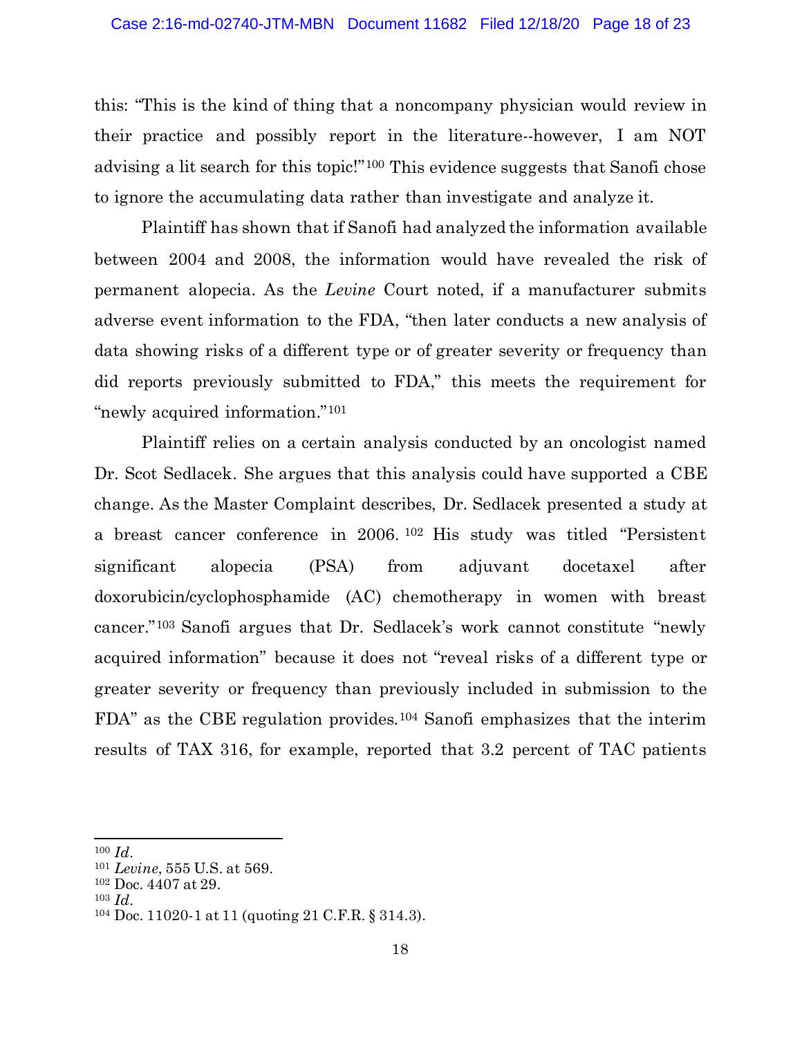this: "This is the kind of thing that a noncompany physician would review in their practice and possibly report in the literature--however, I am NOT advising a lit search for this topic!"[100] This evidence suggests that Sanofi chose to ignore the accumulating data rather than investigate and analyze it.

Plaintiff has shown that if Sanofi had analyzed the information available between 2004 and 2008, the information would have revealed the risk of permanent alopecia. As the *Levine* Court noted, if a manufacturer submits adverse event information to the FDA, "then later conducts a new analysis of data showing risks of a different type or of greater severity or frequency than did reports previously submitted to FDA," this meets the requirement for "newly acquired information."[101]

Plaintiff relies on a certain analysis conducted by an oncologist named Dr. Scot Sedlacek. She argues that this analysis could have supported a CBE change. As the Master Complaint describes, Dr. Sedlacek presented a study at a breast cancer conference in 2006.[102] His study was titled "Persistent significant alopecia (PSA) from adjuvant docetaxel after doxorubicin/cyclophosphamide (AC) chemotherapy in women with breast cancer."[103] Sanofi argues that Dr. Sedlacek's work cannot constitute "newly acquired information" because it does not "reveal risks of a different type or greater severity or frequency than previously included in submission to the FDA" as the CBE regulation provides.[104] Sanofi emphasizes that the interim results of TAX 316, for example, reported that 3.2 percent of TAC patients

---

[100] *Id.*

[101] *Levine*, 555 U.S. at 569.

[102] Doc. 4407 at 29.

[103] *Id.*

[104] Doc. 11020-1 at 11 (quoting 21 C.F.R. § 314.3).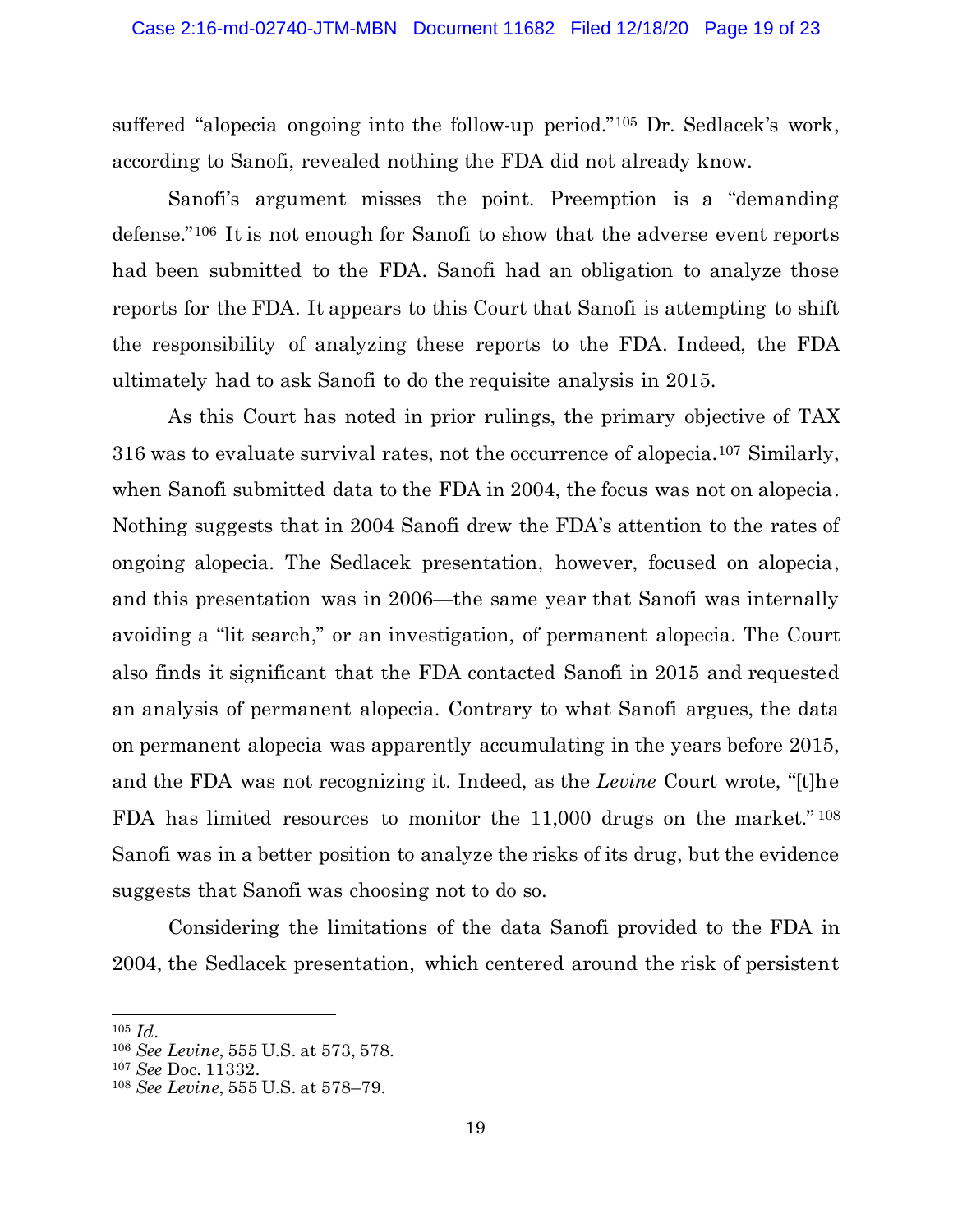suffered "alopecia ongoing into the follow-up period."[105] Dr. Sedlacek's work, according to Sanofi, revealed nothing the FDA did not already know.

Sanofi's argument misses the point. Preemption is a "demanding defense."[106] It is not enough for Sanofi to show that the adverse event reports had been submitted to the FDA. Sanofi had an obligation to analyze those reports for the FDA. It appears to this Court that Sanofi is attempting to shift the responsibility of analyzing these reports to the FDA. Indeed, the FDA ultimately had to ask Sanofi to do the requisite analysis in 2015.

As this Court has noted in prior rulings, the primary objective of TAX 316 was to evaluate survival rates, not the occurrence of alopecia.[107] Similarly, when Sanofi submitted data to the FDA in 2004, the focus was not on alopecia. Nothing suggests that in 2004 Sanofi drew the FDA's attention to the rates of ongoing alopecia. The Sedlacek presentation, however, focused on alopecia, and this presentation was in 2006—the same year that Sanofi was internally avoiding a "lit search," or an investigation, of permanent alopecia. The Court also finds it significant that the FDA contacted Sanofi in 2015 and requested an analysis of permanent alopecia. Contrary to what Sanofi argues, the data on permanent alopecia was apparently accumulating in the years before 2015, and the FDA was not recognizing it. Indeed, as the *Levine* Court wrote, "[t]he FDA has limited resources to monitor the 11,000 drugs on the market."[108] Sanofi was in a better position to analyze the risks of its drug, but the evidence suggests that Sanofi was choosing not to do so.

Considering the limitations of the data Sanofi provided to the FDA in 2004, the Sedlacek presentation, which centered around the risk of persistent

---

[105] *Id.*

[106] *See Levine*, 555 U.S. at 573, 578.

[107] *See* Doc. 11332.

[108] *See Levine*, 555 U.S. at 578–79.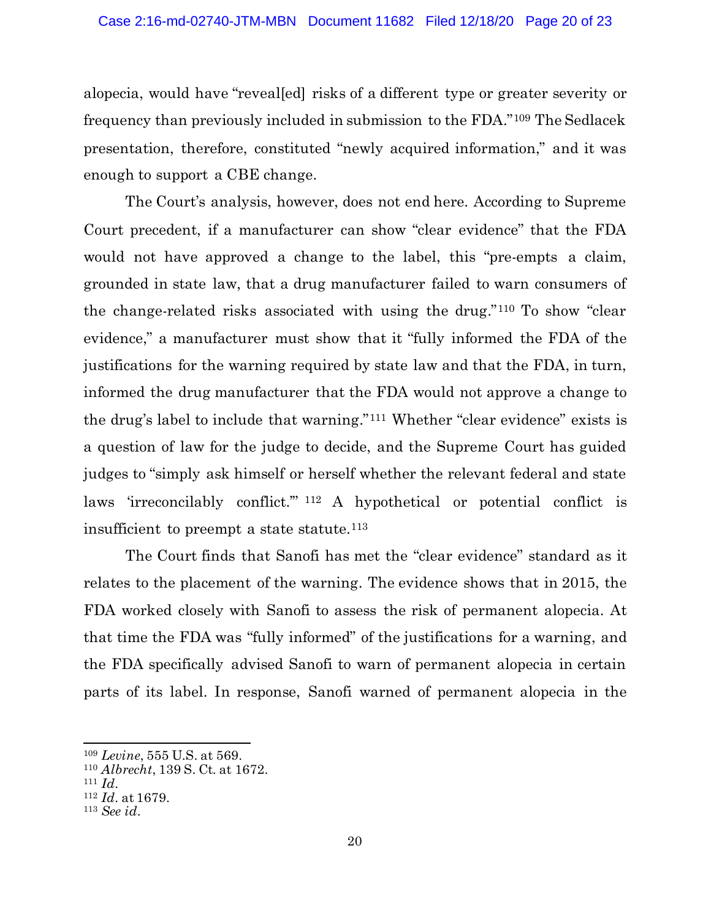alopecia, would have "reveal[ed] risks of a different type or greater severity or frequency than previously included in submission to the FDA."[109] The Sedlacek presentation, therefore, constituted "newly acquired information," and it was enough to support a CBE change.

The Court's analysis, however, does not end here. According to Supreme Court precedent, if a manufacturer can show "clear evidence" that the FDA would not have approved a change to the label, this "pre-empts a claim, grounded in state law, that a drug manufacturer failed to warn consumers of the change-related risks associated with using the drug."[110] To show "clear evidence," a manufacturer must show that it "fully informed the FDA of the justifications for the warning required by state law and that the FDA, in turn, informed the drug manufacturer that the FDA would not approve a change to the drug's label to include that warning."[111] Whether "clear evidence" exists is a question of law for the judge to decide, and the Supreme Court has guided judges to "simply ask himself or herself whether the relevant federal and state laws 'irreconcilably conflict.'"[112] A hypothetical or potential conflict is insufficient to preempt a state statute.[113]

The Court finds that Sanofi has met the "clear evidence" standard as it relates to the placement of the warning. The evidence shows that in 2015, the FDA worked closely with Sanofi to assess the risk of permanent alopecia. At that time the FDA was "fully informed" of the justifications for a warning, and the FDA specifically advised Sanofi to warn of permanent alopecia in certain parts of its label. In response, Sanofi warned of permanent alopecia in the

---

[109] *Levine*, 555 U.S. at 569.

[110] *Albrecht*, 139 S. Ct. at 1672.

[111] *Id*.

[112] *Id*. at 1679.

[113] *See id*.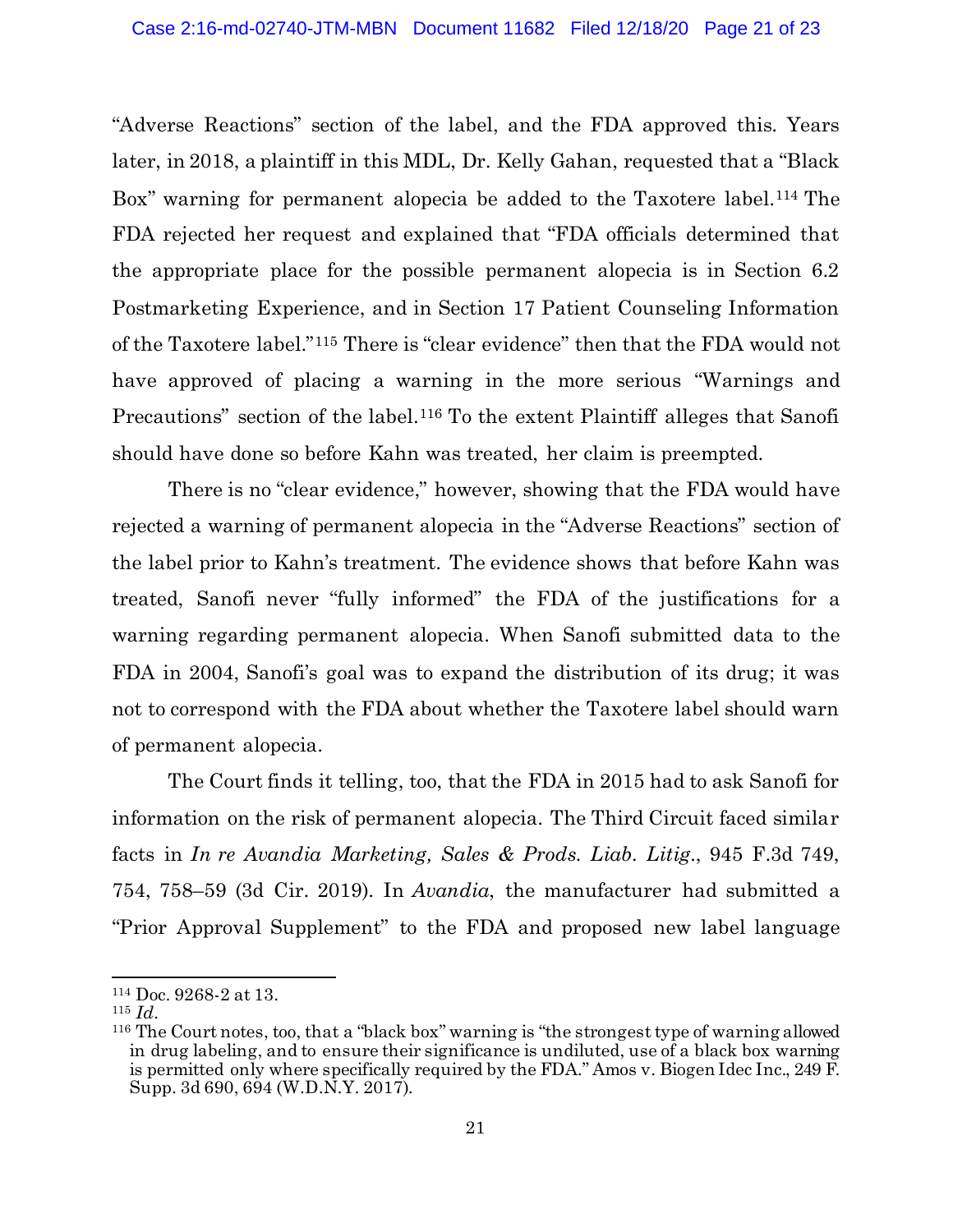"Adverse Reactions" section of the label, and the FDA approved this. Years later, in 2018, a plaintiff in this MDL, Dr. Kelly Gahan, requested that a "Black Box" warning for permanent alopecia be added to the Taxotere label.[114] The FDA rejected her request and explained that "FDA officials determined that the appropriate place for the possible permanent alopecia is in Section 6.2 Postmarketing Experience, and in Section 17 Patient Counseling Information of the Taxotere label."[115] There is "clear evidence" then that the FDA would not have approved of placing a warning in the more serious "Warnings and Precautions" section of the label.[116] To the extent Plaintiff alleges that Sanofi should have done so before Kahn was treated, her claim is preempted.

There is no "clear evidence," however, showing that the FDA would have rejected a warning of permanent alopecia in the "Adverse Reactions" section of the label prior to Kahn's treatment. The evidence shows that before Kahn was treated, Sanofi never "fully informed" the FDA of the justifications for a warning regarding permanent alopecia. When Sanofi submitted data to the FDA in 2004, Sanofi's goal was to expand the distribution of its drug; it was not to correspond with the FDA about whether the Taxotere label should warn of permanent alopecia.

The Court finds it telling, too, that the FDA in 2015 had to ask Sanofi for information on the risk of permanent alopecia. The Third Circuit faced similar facts in *In re Avandia Marketing, Sales & Prods. Liab. Litig.*, 945 F.3d 749, 754, 758–59 (3d Cir. 2019). In *Avandia*, the manufacturer had submitted a "Prior Approval Supplement" to the FDA and proposed new label language

---

[114] Doc. 9268-2 at 13.

[115] *Id.*

[116] The Court notes, too, that a "black box" warning is "the strongest type of warning allowed in drug labeling, and to ensure their significance is undiluted, use of a black box warning is permitted only where specifically required by the FDA." Amos v. Biogen Idec Inc., 249 F. Supp. 3d 690, 694 (W.D.N.Y. 2017).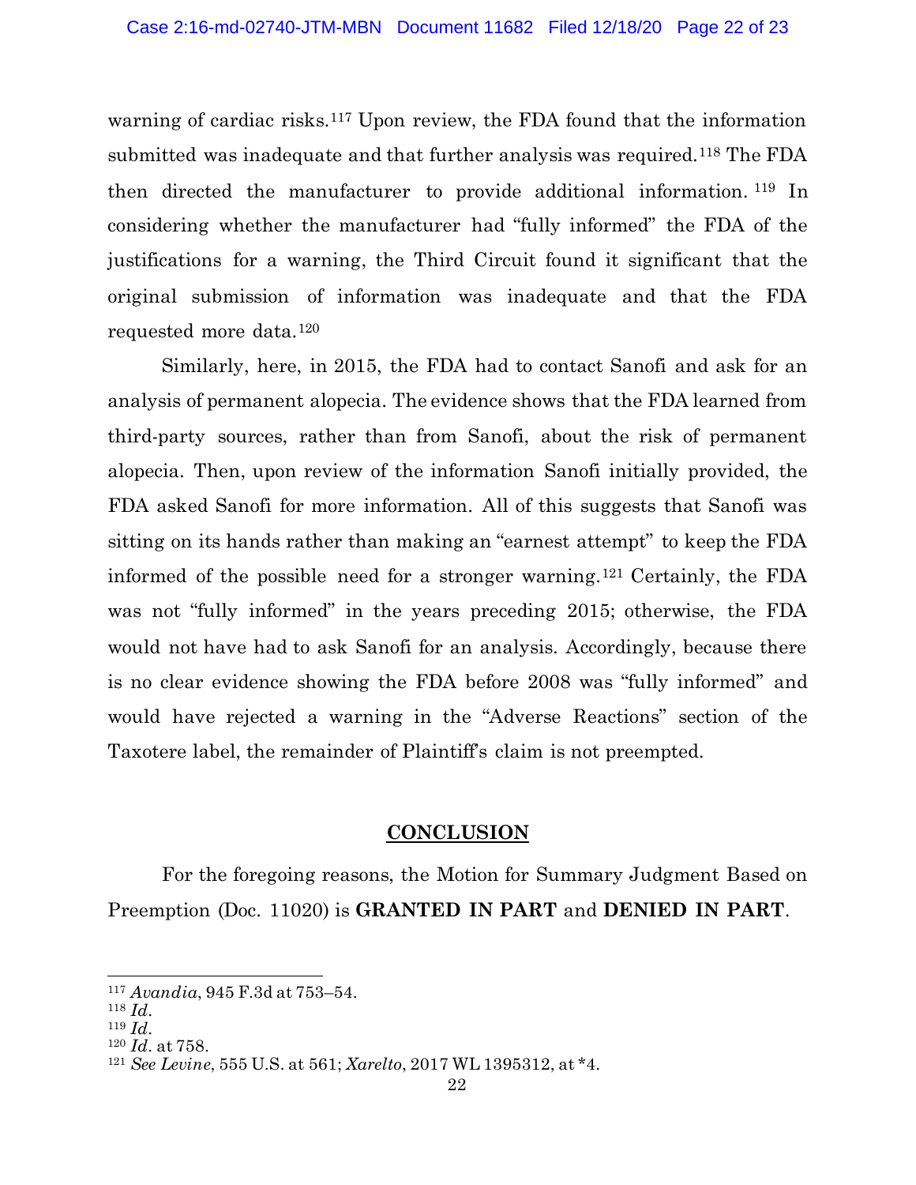warning of cardiac risks.[117] Upon review, the FDA found that the information submitted was inadequate and that further analysis was required.[118] The FDA then directed the manufacturer to provide additional information.[119] In considering whether the manufacturer had "fully informed" the FDA of the justifications for a warning, the Third Circuit found it significant that the original submission of information was inadequate and that the FDA requested more data.[120]

Similarly, here, in 2015, the FDA had to contact Sanofi and ask for an analysis of permanent alopecia. The evidence shows that the FDA learned from third-party sources, rather than from Sanofi, about the risk of permanent alopecia. Then, upon review of the information Sanofi initially provided, the FDA asked Sanofi for more information. All of this suggests that Sanofi was sitting on its hands rather than making an "earnest attempt" to keep the FDA informed of the possible need for a stronger warning.[121] Certainly, the FDA was not "fully informed" in the years preceding 2015; otherwise, the FDA would not have had to ask Sanofi for an analysis. Accordingly, because there is no clear evidence showing the FDA before 2008 was "fully informed" and would have rejected a warning in the "Adverse Reactions" section of the Taxotere label, the remainder of Plaintiff's claim is not preempted.

## CONCLUSION

For the foregoing reasons, the Motion for Summary Judgment Based on Preemption (Doc. 11020) is **GRANTED IN PART** and **DENIED IN PART**.

---

[117] *Avandia*, 945 F.3d at 753–54.
[118] *Id*.
[119] *Id*.
[120] *Id*. at 758.
[121] *See Levine*, 555 U.S. at 561; *Xarelto*, 2017 WL 1395312, at *4.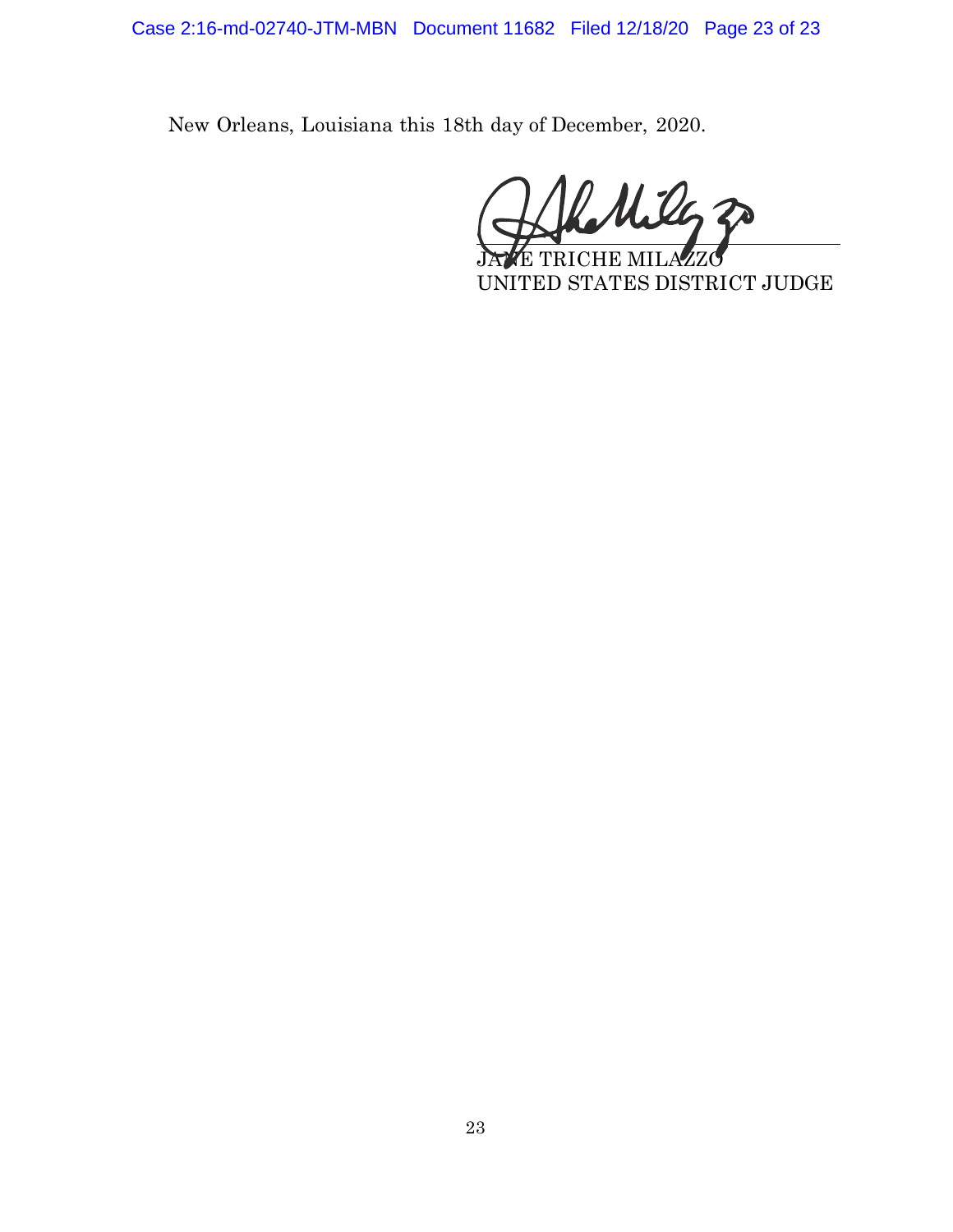New Orleans, Louisiana this 18th day of December, 2020.

JANE TRICHE MILAZZO
UNITED STATES DISTRICT JUDGE